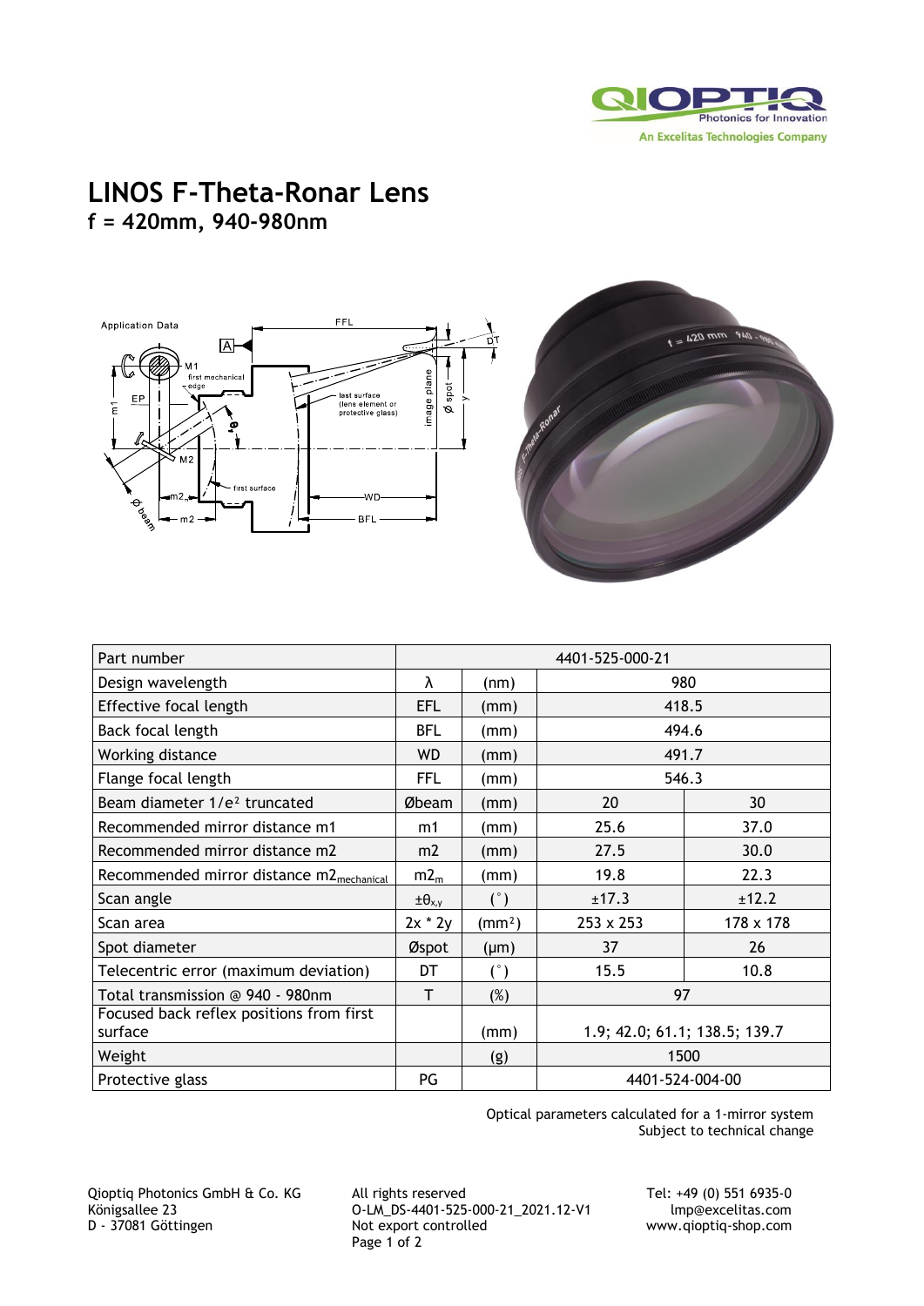# LINOS F-Theta-Ronar Lens

## f = 420mm, 940-980nm

| Part number | | | 4401-525-000-21 | |
|---|---|---|---|---|
| Design wavelength | λ | (nm) | 980 | |
| Effective focal length | EFL | (mm) | 418.5 | |
| Back focal length | BFL | (mm) | 494.6 | |
| Working distance | WD | (mm) | 491.7 | |
| Flange focal length | FFL | (mm) | 546.3 | |
| Beam diameter 1/e² truncated | Øbeam | (mm) | 20 | 30 |
| Recommended mirror distance m1 | m1 | (mm) | 25.6 | 37.0 |
| Recommended mirror distance m2 | m2 | (mm) | 27.5 | 30.0 |
| Recommended mirror distance $m2_{mechanical}$ | $m2_m$ | (mm) | 19.8 | 22.3 |
| Scan angle | $\pm\theta_{x,y}$ | (°) | ±17.3 | ±12.2 |
| Scan area | 2x * 2y | (mm²) | 253 x 253 | 178 x 178 |
| Spot diameter | Øspot | (µm) | 37 | 26 |
| Telecentric error (maximum deviation) | DT | (°) | 15.5 | 10.8 |
| Total transmission @ 940 - 980nm | T | (%) | 97 | |
| Focused back reflex positions from first surface | | (mm) | 1.9; 42.0; 61.1; 138.5; 139.7 | |
| Weight | | (g) | 1500 | |
| Protective glass | PG | | 4401-524-004-00 | |

Optical parameters calculated for a 1-mirror system
Subject to technical change

Qioptiq Photonics GmbH & Co. KG
Königsallee 23
D - 37081 Göttingen

All rights reserved
O-LM_DS-4401-525-000-21_2021.12-V1
Not export controlled

Tel: +49 (0) 551 6935-0
lmp@excelitas.com
www.qioptiq-shop.com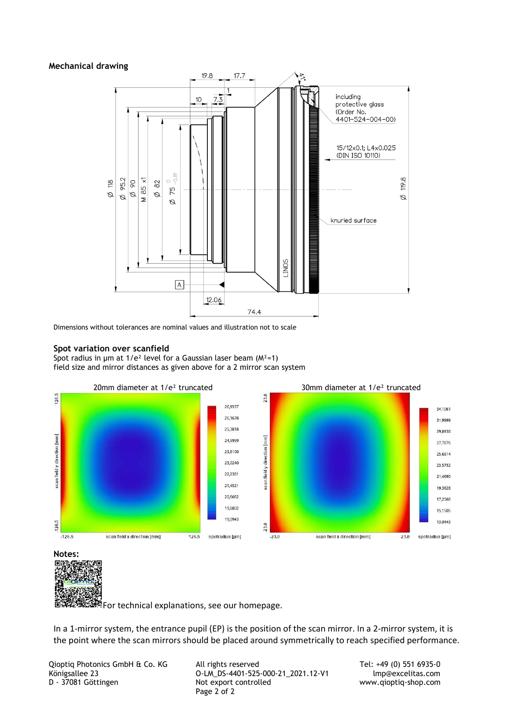**Mechanical drawing**

19.8
17.7
10
7.3
1
41°
including protective glass (Order No. 4401-524-004-00)
15/12x0.1; L4x0.025 (DIN ISO 10110)
Ø 118
Ø 95.2
Ø 90
M 85 x1
Ø 82
Ø 75 0/-0.19
Ø 119.8
knurled surface
LINOS
A
12.06
74.4

Dimensions without tolerances are nominal values and illustration not to scale

**Spot variation over scanfield**

Spot radius in µm at $1/e^2$ level for a Gaussian laser beam ($M^2=1$)
field size and mirror distances as given above for a 2 mirror scan system

20mm diameter at $1/e^2$ truncated

126.5
-126.5
scan field y direction [mm]
-126.5
scan field x direction [mm]
126.5
26,9537
26,1678
25,3818
24,5959
23,8100
23,0240
22,2381
21,4521
20,6662
19,8802
19,0943
spotradius [µm]

30mm diameter at $1/e^2$ truncated

23.0
-23.0
scan field y direction [mm]
-23.0
scan field x direction [mm]
23.0
34,1061
31,9999
29,8938
27,7876
25,6814
23,5752
21,4690
19,3628
17,2566
15,1505
13,0443
spotradius [µm]

**Notes:**

For technical explanations, see our homepage.

In a 1-mirror system, the entrance pupil (EP) is the position of the scan mirror. In a 2-mirror system, it is the point where the scan mirrors should be placed around symmetrically to reach specified performance.

Qioptiq Photonics GmbH & Co. KG
Königsallee 23
D - 37081 Göttingen

All rights reserved
O-LM_DS-4401-525-000-21_2021.12-V1
Not export controlled

Tel: +49 (0) 551 6935-0
lmp@excelitas.com
www.qioptiq-shop.com